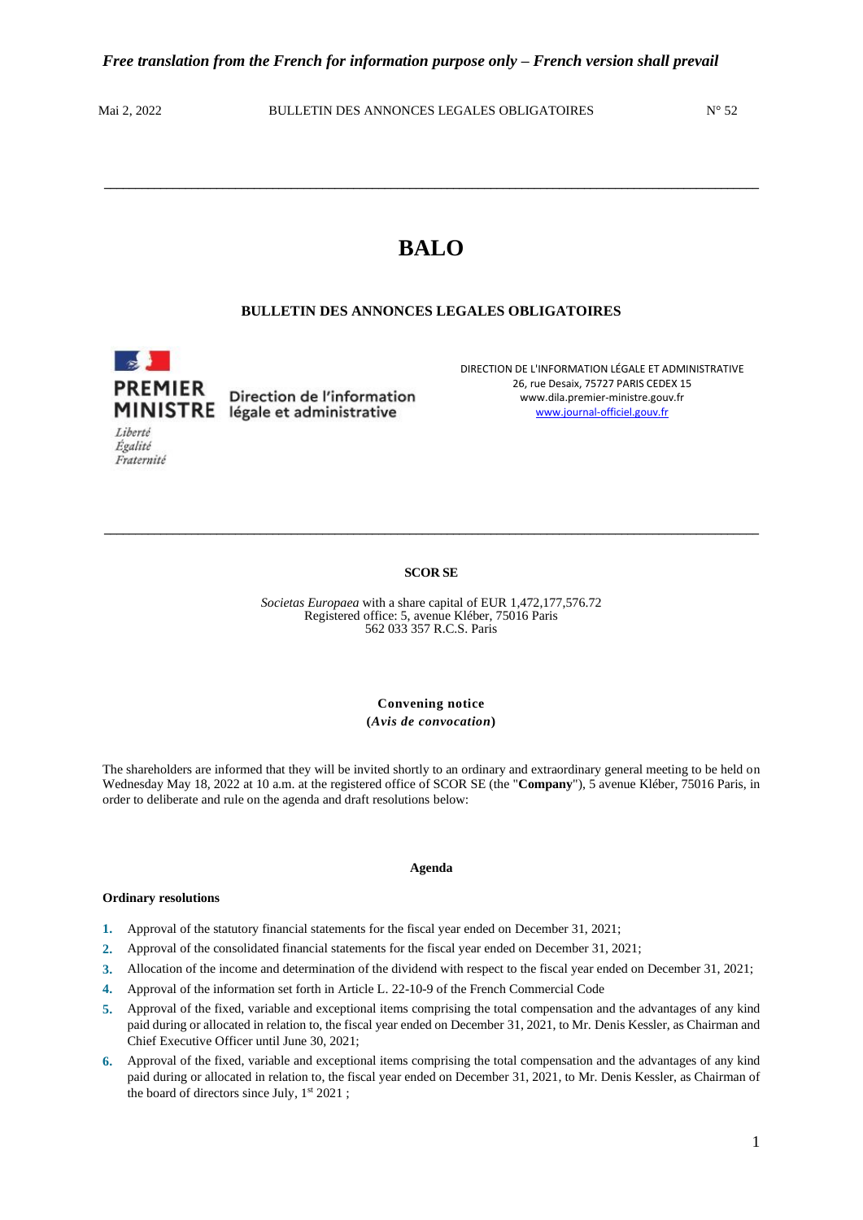*Free translation from the French for information purpose only – French version shall prevail*

Mai 2, 2022 BULLETIN DES ANNONCES LEGALES OBLIGATOIRES N° 52

# BALO

## BULLETIN DES ANNONCES LEGALES OBLIGATOIRES

PREMIER MINISTRE Direction de l'information légale et administrative

*Liberté Égalité Fraternité*

DIRECTION DE L'INFORMATION LÉGALE ET ADMINISTRATIVE
26, rue Desaix, 75727 PARIS CEDEX 15
www.dila.premier-ministre.gouv.fr
www.journal-officiel.gouv.fr

## SCOR SE

*Societas Europaea* with a share capital of EUR 1,472,177,576.72
Registered office: 5, avenue Kléber, 75016 Paris
562 033 357 R.C.S. Paris

### Convening notice
**(*Avis de convocation*)**

The shareholders are informed that they will be invited shortly to an ordinary and extraordinary general meeting to be held on Wednesday May 18, 2022 at 10 a.m. at the registered office of SCOR SE (the "**Company**"), 5 avenue Kléber, 75016 Paris, in order to deliberate and rule on the agenda and draft resolutions below:

### Agenda

**Ordinary resolutions**

1. Approval of the statutory financial statements for the fiscal year ended on December 31, 2021;
2. Approval of the consolidated financial statements for the fiscal year ended on December 31, 2021;
3. Allocation of the income and determination of the dividend with respect to the fiscal year ended on December 31, 2021;
4. Approval of the information set forth in Article L. 22-10-9 of the French Commercial Code
5. Approval of the fixed, variable and exceptional items comprising the total compensation and the advantages of any kind paid during or allocated in relation to, the fiscal year ended on December 31, 2021, to Mr. Denis Kessler, as Chairman and Chief Executive Officer until June 30, 2021;
6. Approval of the fixed, variable and exceptional items comprising the total compensation and the advantages of any kind paid during or allocated in relation to, the fiscal year ended on December 31, 2021, to Mr. Denis Kessler, as Chairman of the board of directors since July, 1st 2021 ;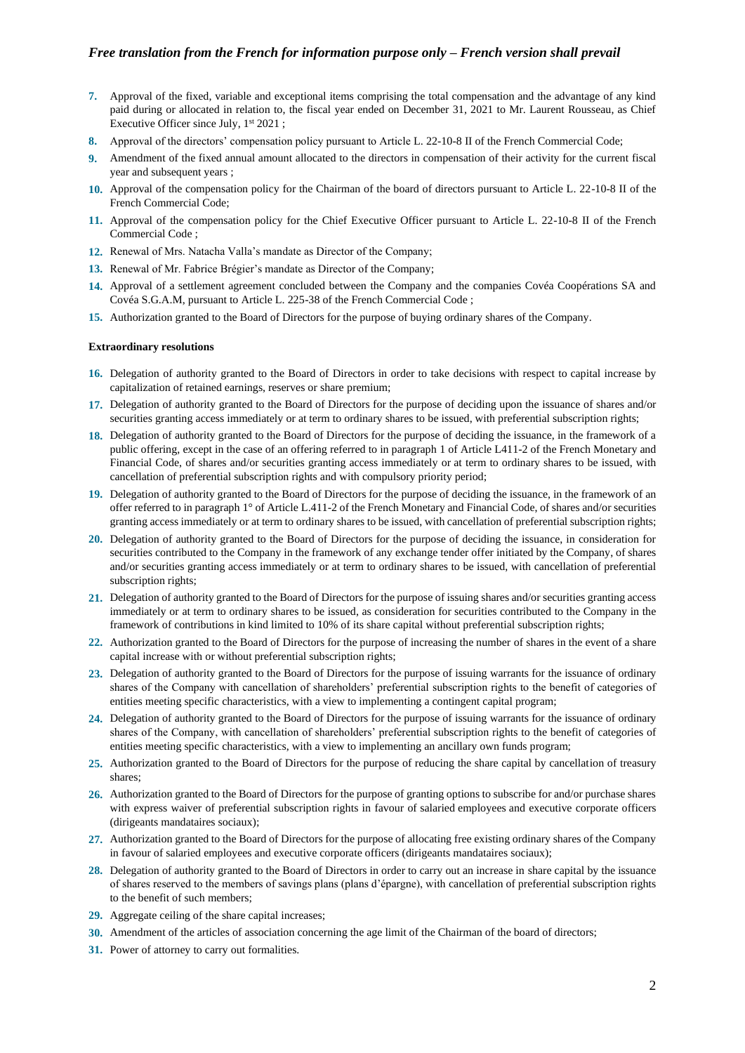*Free translation from the French for information purpose only – French version shall prevail*

7. Approval of the fixed, variable and exceptional items comprising the total compensation and the advantage of any kind paid during or allocated in relation to, the fiscal year ended on December 31, 2021 to Mr. Laurent Rousseau, as Chief Executive Officer since July, 1st 2021 ;
8. Approval of the directors' compensation policy pursuant to Article L. 22-10-8 II of the French Commercial Code;
9. Amendment of the fixed annual amount allocated to the directors in compensation of their activity for the current fiscal year and subsequent years ;
10. Approval of the compensation policy for the Chairman of the board of directors pursuant to Article L. 22-10-8 II of the French Commercial Code;
11. Approval of the compensation policy for the Chief Executive Officer pursuant to Article L. 22-10-8 II of the French Commercial Code ;
12. Renewal of Mrs. Natacha Valla's mandate as Director of the Company;
13. Renewal of Mr. Fabrice Brégier's mandate as Director of the Company;
14. Approval of a settlement agreement concluded between the Company and the companies Covéa Coopérations SA and Covéa S.G.A.M, pursuant to Article L. 225-38 of the French Commercial Code ;
15. Authorization granted to the Board of Directors for the purpose of buying ordinary shares of the Company.

**Extraordinary resolutions**

16. Delegation of authority granted to the Board of Directors in order to take decisions with respect to capital increase by capitalization of retained earnings, reserves or share premium;
17. Delegation of authority granted to the Board of Directors for the purpose of deciding upon the issuance of shares and/or securities granting access immediately or at term to ordinary shares to be issued, with preferential subscription rights;
18. Delegation of authority granted to the Board of Directors for the purpose of deciding the issuance, in the framework of a public offering, except in the case of an offering referred to in paragraph 1 of Article L411-2 of the French Monetary and Financial Code, of shares and/or securities granting access immediately or at term to ordinary shares to be issued, with cancellation of preferential subscription rights and with compulsory priority period;
19. Delegation of authority granted to the Board of Directors for the purpose of deciding the issuance, in the framework of an offer referred to in paragraph 1° of Article L.411-2 of the French Monetary and Financial Code, of shares and/or securities granting access immediately or at term to ordinary shares to be issued, with cancellation of preferential subscription rights;
20. Delegation of authority granted to the Board of Directors for the purpose of deciding the issuance, in consideration for securities contributed to the Company in the framework of any exchange tender offer initiated by the Company, of shares and/or securities granting access immediately or at term to ordinary shares to be issued, with cancellation of preferential subscription rights;
21. Delegation of authority granted to the Board of Directors for the purpose of issuing shares and/or securities granting access immediately or at term to ordinary shares to be issued, as consideration for securities contributed to the Company in the framework of contributions in kind limited to 10% of its share capital without preferential subscription rights;
22. Authorization granted to the Board of Directors for the purpose of increasing the number of shares in the event of a share capital increase with or without preferential subscription rights;
23. Delegation of authority granted to the Board of Directors for the purpose of issuing warrants for the issuance of ordinary shares of the Company with cancellation of shareholders' preferential subscription rights to the benefit of categories of entities meeting specific characteristics, with a view to implementing a contingent capital program;
24. Delegation of authority granted to the Board of Directors for the purpose of issuing warrants for the issuance of ordinary shares of the Company, with cancellation of shareholders' preferential subscription rights to the benefit of categories of entities meeting specific characteristics, with a view to implementing an ancillary own funds program;
25. Authorization granted to the Board of Directors for the purpose of reducing the share capital by cancellation of treasury shares;
26. Authorization granted to the Board of Directors for the purpose of granting options to subscribe for and/or purchase shares with express waiver of preferential subscription rights in favour of salaried employees and executive corporate officers (dirigeants mandataires sociaux);
27. Authorization granted to the Board of Directors for the purpose of allocating free existing ordinary shares of the Company in favour of salaried employees and executive corporate officers (dirigeants mandataires sociaux);
28. Delegation of authority granted to the Board of Directors in order to carry out an increase in share capital by the issuance of shares reserved to the members of savings plans (plans d'épargne), with cancellation of preferential subscription rights to the benefit of such members;
29. Aggregate ceiling of the share capital increases;
30. Amendment of the articles of association concerning the age limit of the Chairman of the board of directors;
31. Power of attorney to carry out formalities.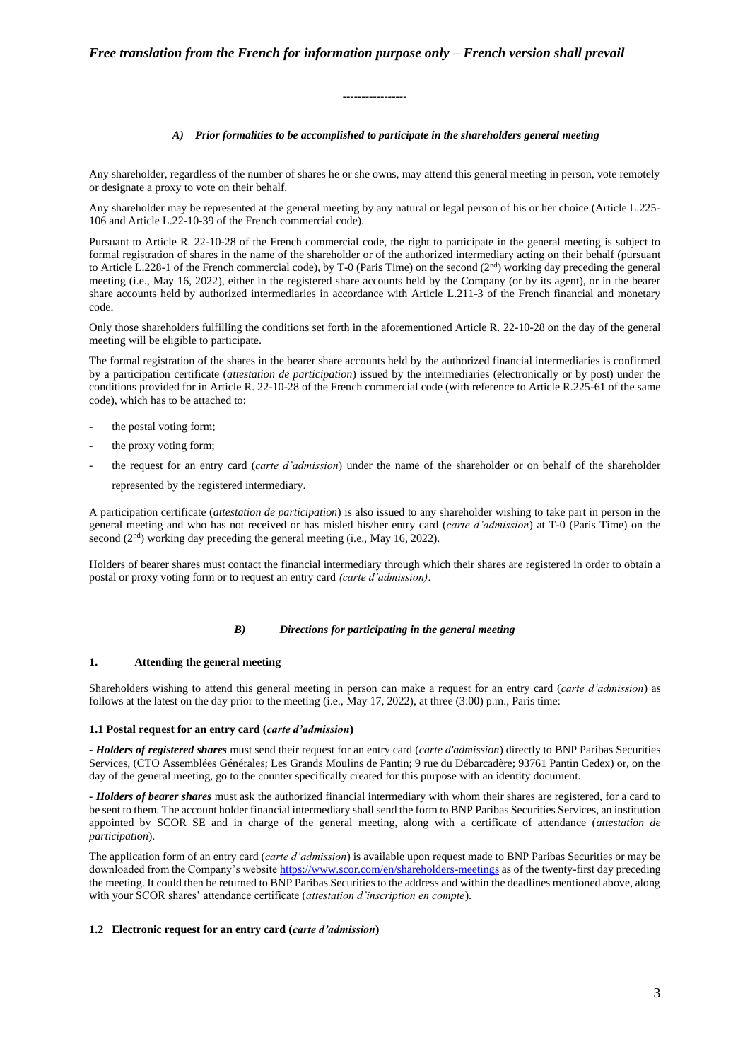*Free translation from the French for information purpose only – French version shall prevail*

-----------------

### *A) Prior formalities to be accomplished to participate in the shareholders general meeting*

Any shareholder, regardless of the number of shares he or she owns, may attend this general meeting in person, vote remotely or designate a proxy to vote on their behalf.

Any shareholder may be represented at the general meeting by any natural or legal person of his or her choice (Article L.225-106 and Article L.22-10-39 of the French commercial code).

Pursuant to Article R. 22-10-28 of the French commercial code, the right to participate in the general meeting is subject to formal registration of shares in the name of the shareholder or of the authorized intermediary acting on their behalf (pursuant to Article L.228-1 of the French commercial code), by T-0 (Paris Time) on the second (2nd) working day preceding the general meeting (i.e., May 16, 2022), either in the registered share accounts held by the Company (or by its agent), or in the bearer share accounts held by authorized intermediaries in accordance with Article L.211-3 of the French financial and monetary code.

Only those shareholders fulfilling the conditions set forth in the aforementioned Article R. 22-10-28 on the day of the general meeting will be eligible to participate.

The formal registration of the shares in the bearer share accounts held by the authorized financial intermediaries is confirmed by a participation certificate (*attestation de participation*) issued by the intermediaries (electronically or by post) under the conditions provided for in Article R. 22-10-28 of the French commercial code (with reference to Article R.225-61 of the same code), which has to be attached to:

- the postal voting form;
- the proxy voting form;
- the request for an entry card (*carte d'admission*) under the name of the shareholder or on behalf of the shareholder represented by the registered intermediary.

A participation certificate (*attestation de participation*) is also issued to any shareholder wishing to take part in person in the general meeting and who has not received or has misled his/her entry card (*carte d'admission*) at T-0 (Paris Time) on the second (2nd) working day preceding the general meeting (i.e., May 16, 2022).

Holders of bearer shares must contact the financial intermediary through which their shares are registered in order to obtain a postal or proxy voting form or to request an entry card *(carte d'admission)*.

### *B) Directions for participating in the general meeting*

#### 1. Attending the general meeting

Shareholders wishing to attend this general meeting in person can make a request for an entry card (*carte d'admission*) as follows at the latest on the day prior to the meeting (i.e., May 17, 2022), at three (3:00) p.m., Paris time:

#### 1.1 Postal request for an entry card (*carte d'admission*)

**- *Holders of registered shares*** must send their request for an entry card (*carte d'admission*) directly to BNP Paribas Securities Services, (CTO Assemblées Générales; Les Grands Moulins de Pantin; 9 rue du Débarcadère; 93761 Pantin Cedex) or, on the day of the general meeting, go to the counter specifically created for this purpose with an identity document.

**- *Holders of bearer shares*** must ask the authorized financial intermediary with whom their shares are registered, for a card to be sent to them. The account holder financial intermediary shall send the form to BNP Paribas Securities Services, an institution appointed by SCOR SE and in charge of the general meeting, along with a certificate of attendance (*attestation de participation*).

The application form of an entry card (*carte d'admission*) is available upon request made to BNP Paribas Securities or may be downloaded from the Company's website https://www.scor.com/en/shareholders-meetings as of the twenty-first day preceding the meeting. It could then be returned to BNP Paribas Securities to the address and within the deadlines mentioned above, along with your SCOR shares' attendance certificate (*attestation d'inscription en compte*).

#### 1.2 Electronic request for an entry card (*carte d'admission*)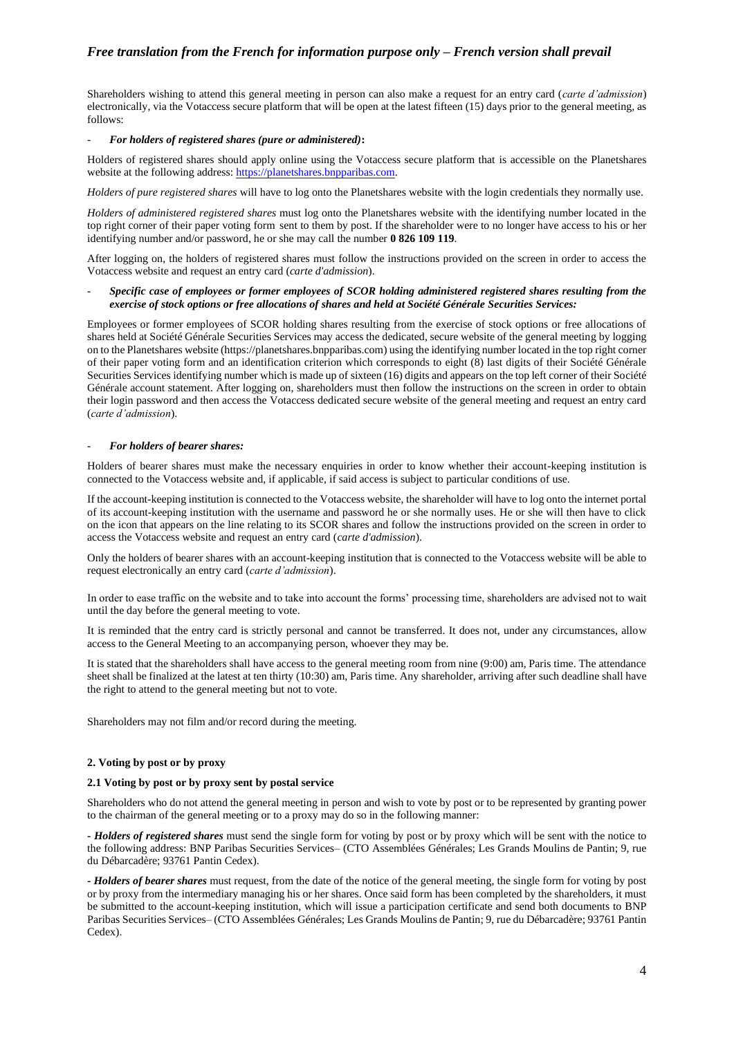Shareholders wishing to attend this general meeting in person can also make a request for an entry card (*carte d'admission*) electronically, via the Votaccess secure platform that will be open at the latest fifteen (15) days prior to the general meeting, as follows:

- ***For holders of registered shares (pure or administered)*:**

Holders of registered shares should apply online using the Votaccess secure platform that is accessible on the Planetshares website at the following address: https://planetshares.bnpparibas.com.

*Holders of pure registered shares* will have to log onto the Planetshares website with the login credentials they normally use.

*Holders of administered registered shares* must log onto the Planetshares website with the identifying number located in the top right corner of their paper voting form sent to them by post. If the shareholder were to no longer have access to his or her identifying number and/or password, he or she may call the number **0 826 109 119**.

After logging on, the holders of registered shares must follow the instructions provided on the screen in order to access the Votaccess website and request an entry card (*carte d'admission*).

- ***Specific case of employees or former employees of SCOR holding administered registered shares resulting from the exercise of stock options or free allocations of shares and held at Société Générale Securities Services:***

Employees or former employees of SCOR holding shares resulting from the exercise of stock options or free allocations of shares held at Société Générale Securities Services may access the dedicated, secure website of the general meeting by logging on to the Planetshares website (https://planetshares.bnpparibas.com) using the identifying number located in the top right corner of their paper voting form and an identification criterion which corresponds to eight (8) last digits of their Société Générale Securities Services identifying number which is made up of sixteen (16) digits and appears on the top left corner of their Société Générale account statement. After logging on, shareholders must then follow the instructions on the screen in order to obtain their login password and then access the Votaccess dedicated secure website of the general meeting and request an entry card (*carte d'admission*).

- ***For holders of bearer shares:***

Holders of bearer shares must make the necessary enquiries in order to know whether their account-keeping institution is connected to the Votaccess website and, if applicable, if said access is subject to particular conditions of use.

If the account-keeping institution is connected to the Votaccess website, the shareholder will have to log onto the internet portal of its account-keeping institution with the username and password he or she normally uses. He or she will then have to click on the icon that appears on the line relating to its SCOR shares and follow the instructions provided on the screen in order to access the Votaccess website and request an entry card (*carte d'admission*).

Only the holders of bearer shares with an account-keeping institution that is connected to the Votaccess website will be able to request electronically an entry card (*carte d'admission*).

In order to ease traffic on the website and to take into account the forms' processing time, shareholders are advised not to wait until the day before the general meeting to vote.

It is reminded that the entry card is strictly personal and cannot be transferred. It does not, under any circumstances, allow access to the General Meeting to an accompanying person, whoever they may be.

It is stated that the shareholders shall have access to the general meeting room from nine (9:00) am, Paris time. The attendance sheet shall be finalized at the latest at ten thirty (10:30) am, Paris time. Any shareholder, arriving after such deadline shall have the right to attend to the general meeting but not to vote.

Shareholders may not film and/or record during the meeting.

#### 2. Voting by post or by proxy

#### 2.1 Voting by post or by proxy sent by postal service

Shareholders who do not attend the general meeting in person and wish to vote by post or to be represented by granting power to the chairman of the general meeting or to a proxy may do so in the following manner:

- ***Holders of registered shares*** must send the single form for voting by post or by proxy which will be sent with the notice to the following address: BNP Paribas Securities Services– (CTO Assemblées Générales; Les Grands Moulins de Pantin; 9, rue du Débarcadère; 93761 Pantin Cedex).

- ***Holders of bearer shares*** must request, from the date of the notice of the general meeting, the single form for voting by post or by proxy from the intermediary managing his or her shares. Once said form has been completed by the shareholders, it must be submitted to the account-keeping institution, which will issue a participation certificate and send both documents to BNP Paribas Securities Services– (CTO Assemblées Générales; Les Grands Moulins de Pantin; 9, rue du Débarcadère; 93761 Pantin Cedex).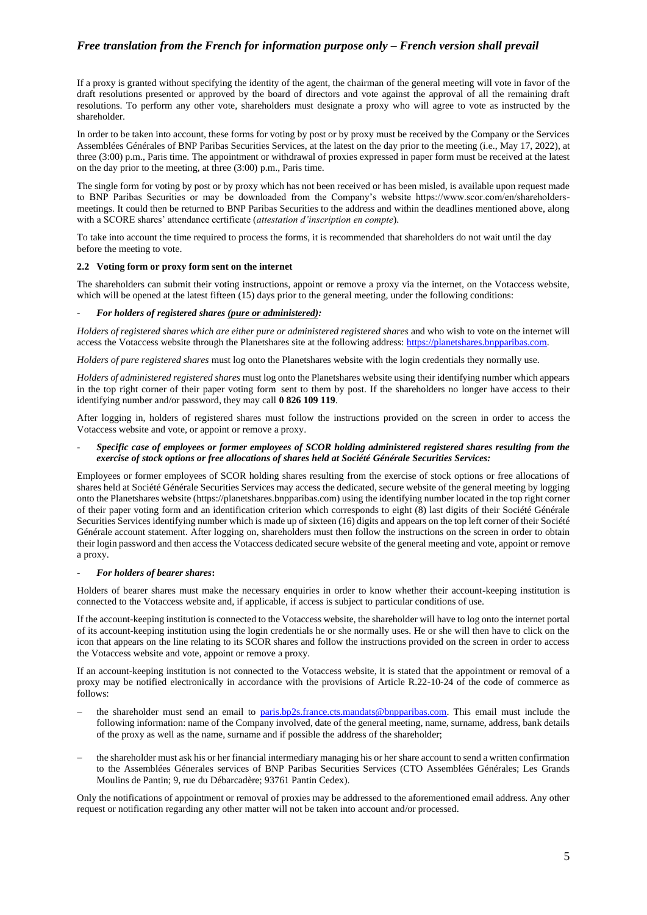If a proxy is granted without specifying the identity of the agent, the chairman of the general meeting will vote in favor of the draft resolutions presented or approved by the board of directors and vote against the approval of all the remaining draft resolutions. To perform any other vote, shareholders must designate a proxy who will agree to vote as instructed by the shareholder.

In order to be taken into account, these forms for voting by post or by proxy must be received by the Company or the Services Assemblées Générales of BNP Paribas Securities Services, at the latest on the day prior to the meeting (i.e., May 17, 2022), at three (3:00) p.m., Paris time. The appointment or withdrawal of proxies expressed in paper form must be received at the latest on the day prior to the meeting, at three (3:00) p.m., Paris time.

The single form for voting by post or by proxy which has not been received or has been misled, is available upon request made to BNP Paribas Securities or may be downloaded from the Company's website https://www.scor.com/en/shareholders-meetings. It could then be returned to BNP Paribas Securities to the address and within the deadlines mentioned above, along with a SCORE shares' attendance certificate (*attestation d'inscription en compte*).

To take into account the time required to process the forms, it is recommended that shareholders do not wait until the day before the meeting to vote.

### 2.2 Voting form or proxy form sent on the internet

The shareholders can submit their voting instructions, appoint or remove a proxy via the internet, on the Votaccess website, which will be opened at the latest fifteen (15) days prior to the general meeting, under the following conditions:

- ***For holders of registered shares (pure or administered):***

*Holders of registered shares which are either pure or administered registered shares* and who wish to vote on the internet will access the Votaccess website through the Planetshares site at the following address: https://planetshares.bnpparibas.com.

*Holders of pure registered shares* must log onto the Planetshares website with the login credentials they normally use.

*Holders of administered registered shares* must log onto the Planetshares website using their identifying number which appears in the top right corner of their paper voting form sent to them by post. If the shareholders no longer have access to their identifying number and/or password, they may call **0 826 109 119**.

After logging in, holders of registered shares must follow the instructions provided on the screen in order to access the Votaccess website and vote, or appoint or remove a proxy.

- ***Specific case of employees or former employees of SCOR holding administered registered shares resulting from the exercise of stock options or free allocations of shares held at Société Générale Securities Services:***

Employees or former employees of SCOR holding shares resulting from the exercise of stock options or free allocations of shares held at Société Générale Securities Services may access the dedicated, secure website of the general meeting by logging onto the Planetshares website (https://planetshares.bnpparibas.com) using the identifying number located in the top right corner of their paper voting form and an identification criterion which corresponds to eight (8) last digits of their Société Générale Securities Services identifying number which is made up of sixteen (16) digits and appears on the top left corner of their Société Générale account statement. After logging on, shareholders must then follow the instructions on the screen in order to obtain their login password and then access the Votaccess dedicated secure website of the general meeting and vote, appoint or remove a proxy.

- ***For holders of bearer shares*:**

Holders of bearer shares must make the necessary enquiries in order to know whether their account-keeping institution is connected to the Votaccess website and, if applicable, if access is subject to particular conditions of use.

If the account-keeping institution is connected to the Votaccess website, the shareholder will have to log onto the internet portal of its account-keeping institution using the login credentials he or she normally uses. He or she will then have to click on the icon that appears on the line relating to its SCOR shares and follow the instructions provided on the screen in order to access the Votaccess website and vote, appoint or remove a proxy.

If an account-keeping institution is not connected to the Votaccess website, it is stated that the appointment or removal of a proxy may be notified electronically in accordance with the provisions of Article R.22-10-24 of the code of commerce as follows:

- the shareholder must send an email to paris.bp2s.france.cts.mandats@bnpparibas.com. This email must include the following information: name of the Company involved, date of the general meeting, name, surname, address, bank details of the proxy as well as the name, surname and if possible the address of the shareholder;
- the shareholder must ask his or her financial intermediary managing his or her share account to send a written confirmation to the Assemblées Génerales services of BNP Paribas Securities Services (CTO Assemblées Générales; Les Grands Moulins de Pantin; 9, rue du Débarcadère; 93761 Pantin Cedex).

Only the notifications of appointment or removal of proxies may be addressed to the aforementioned email address. Any other request or notification regarding any other matter will not be taken into account and/or processed.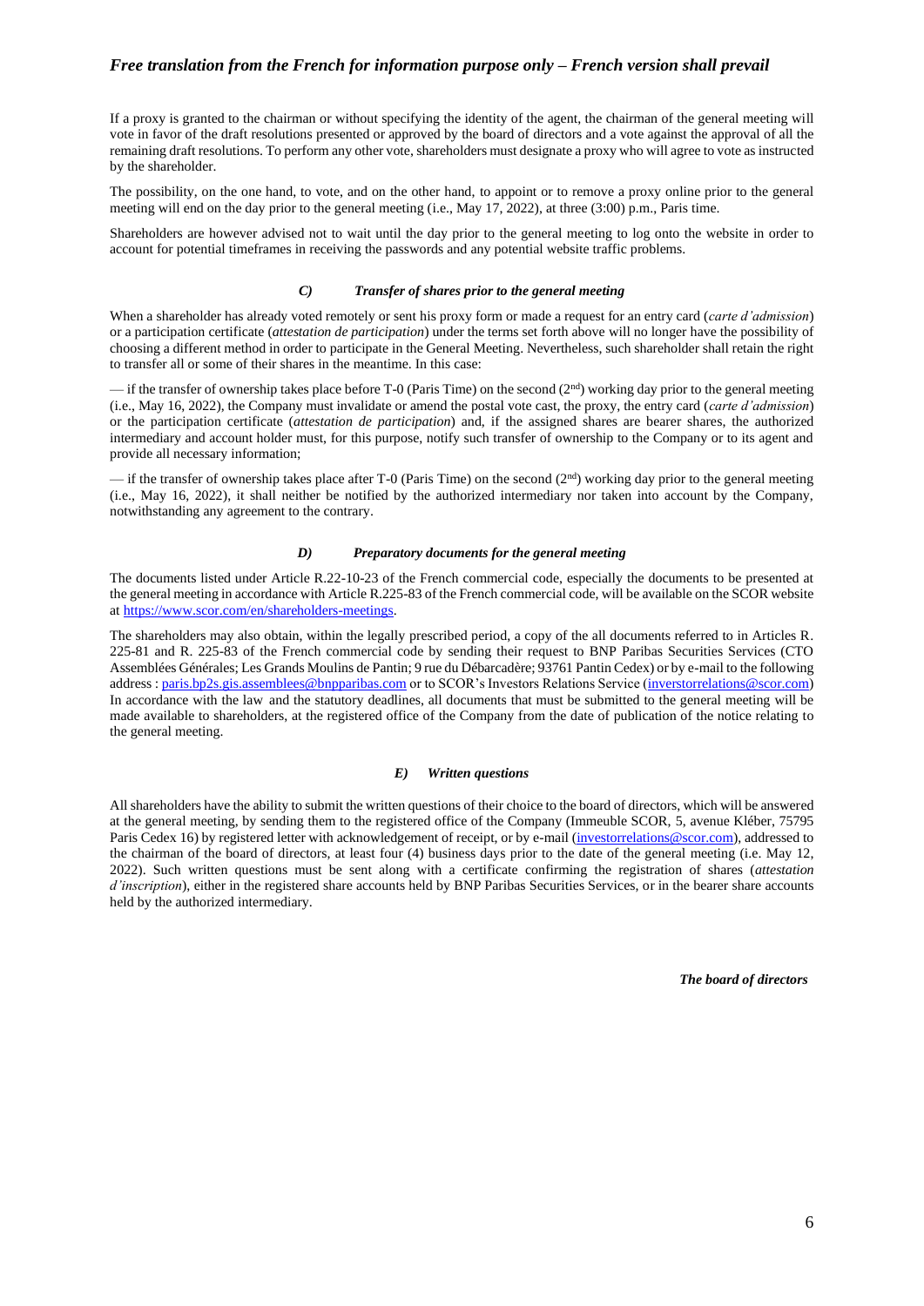*Free translation from the French for information purpose only – French version shall prevail*

If a proxy is granted to the chairman or without specifying the identity of the agent, the chairman of the general meeting will vote in favor of the draft resolutions presented or approved by the board of directors and a vote against the approval of all the remaining draft resolutions. To perform any other vote, shareholders must designate a proxy who will agree to vote as instructed by the shareholder.

The possibility, on the one hand, to vote, and on the other hand, to appoint or to remove a proxy online prior to the general meeting will end on the day prior to the general meeting (i.e., May 17, 2022), at three (3:00) p.m., Paris time.

Shareholders are however advised not to wait until the day prior to the general meeting to log onto the website in order to account for potential timeframes in receiving the passwords and any potential website traffic problems.

### *C) Transfer of shares prior to the general meeting*

When a shareholder has already voted remotely or sent his proxy form or made a request for an entry card (*carte d'admission*) or a participation certificate (*attestation de participation*) under the terms set forth above will no longer have the possibility of choosing a different method in order to participate in the General Meeting. Nevertheless, such shareholder shall retain the right to transfer all or some of their shares in the meantime. In this case:

— if the transfer of ownership takes place before T-0 (Paris Time) on the second (2nd) working day prior to the general meeting (i.e., May 16, 2022), the Company must invalidate or amend the postal vote cast, the proxy, the entry card (*carte d'admission*) or the participation certificate (*attestation de participation*) and, if the assigned shares are bearer shares, the authorized intermediary and account holder must, for this purpose, notify such transfer of ownership to the Company or to its agent and provide all necessary information;

— if the transfer of ownership takes place after T-0 (Paris Time) on the second (2nd) working day prior to the general meeting (i.e., May 16, 2022), it shall neither be notified by the authorized intermediary nor taken into account by the Company, notwithstanding any agreement to the contrary.

### *D) Preparatory documents for the general meeting*

The documents listed under Article R.22-10-23 of the French commercial code, especially the documents to be presented at the general meeting in accordance with Article R.225-83 of the French commercial code, will be available on the SCOR website at https://www.scor.com/en/shareholders-meetings.

The shareholders may also obtain, within the legally prescribed period, a copy of the all documents referred to in Articles R. 225-81 and R. 225-83 of the French commercial code by sending their request to BNP Paribas Securities Services (CTO Assemblées Générales; Les Grands Moulins de Pantin; 9 rue du Débarcadère; 93761 Pantin Cedex) or by e-mail to the following address : paris.bp2s.gis.assemblees@bnpparibas.com or to SCOR's Investors Relations Service (inverstorrelations@scor.com) In accordance with the law and the statutory deadlines, all documents that must be submitted to the general meeting will be made available to shareholders, at the registered office of the Company from the date of publication of the notice relating to the general meeting.

### *E) Written questions*

All shareholders have the ability to submit the written questions of their choice to the board of directors, which will be answered at the general meeting, by sending them to the registered office of the Company (Immeuble SCOR, 5, avenue Kléber, 75795 Paris Cedex 16) by registered letter with acknowledgement of receipt, or by e-mail (investorrelations@scor.com), addressed to the chairman of the board of directors, at least four (4) business days prior to the date of the general meeting (i.e. May 12, 2022). Such written questions must be sent along with a certificate confirming the registration of shares (*attestation d'inscription*), either in the registered share accounts held by BNP Paribas Securities Services, or in the bearer share accounts held by the authorized intermediary.

***The board of directors***